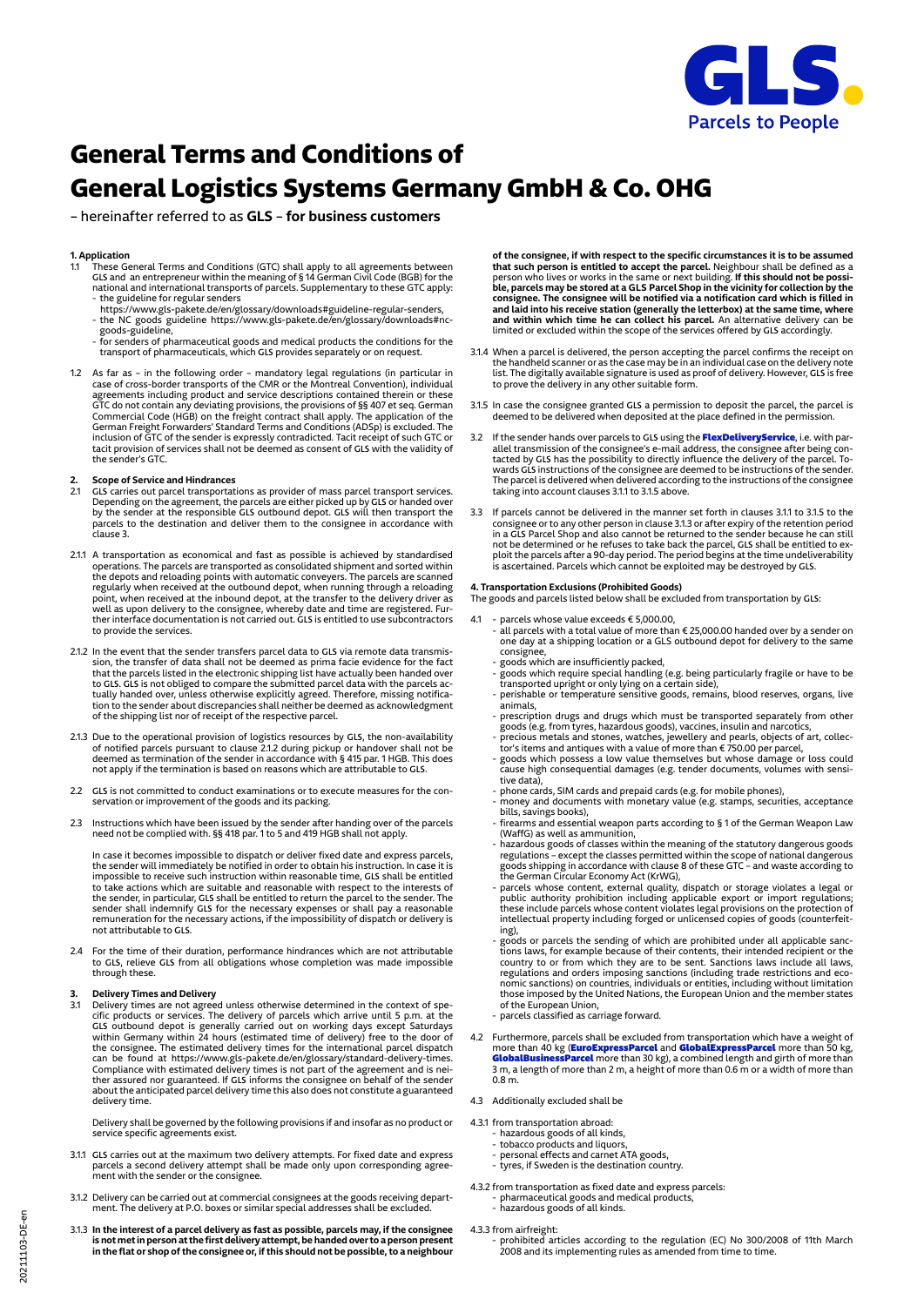# General Terms and Conditions of General Logistics Systems Germany GmbH & Co. OHG

– hereinafter referred to as **GLS** – **for business customers**

## 1. Application

1.1 These General Terms and Conditions (GTC) shall apply to all agreements between GLS and an entrepreneur within the meaning of § 14 German Civil Code (BGB) for the national and international transports of parcels. Supplementary to these GTC apply:
- the guideline for regular senders https://www.gls-pakete.de/en/glossary/downloads#guideline-regular-senders,
- the NC goods guideline https://www.gls-pakete.de/en/glossary/downloads#nc-goods-guideline,
- for senders of pharmaceutical goods and medical products the conditions for the transport of pharmaceuticals, which GLS provides separately or on request.

1.2 As far as – in the following order – mandatory legal regulations (in particular in case of cross-border transports of the CMR or the Montreal Convention), individual agreements including product and service descriptions contained therein or these GTC do not contain any deviating provisions, the provisions of §§ 407 et seq. German Commercial Code (HGB) on the freight contract shall apply. The application of the German Freight Forwarders' Standard Terms and Conditions (ADSp) is excluded. The inclusion of GTC of the sender is expressly contradicted. Tacit receipt of such GTC or tacit provision of services shall not be deemed as consent of GLS with the validity of the sender's GTC.

## 2. Scope of Service and Hindrances

2.1 GLS carries out parcel transportations as provider of mass parcel transport services. Depending on the agreement, the parcels are either picked up by GLS or handed over by the sender at the responsible GLS outbound depot. GLS will then transport the parcels to the destination and deliver them to the consignee in accordance with clause 3.

2.1.1 A transportation as economical and fast as possible is achieved by standardised operations. The parcels are transported as consolidated shipment and sorted within the depots and reloading points with automatic conveyers. The parcels are scanned regularly when received at the outbound depot, when running through a reloading point, when received at the inbound depot, at the transfer to the delivery driver as well as upon delivery to the consignee, whereby date and time are registered. Further interface documentation is not carried out. GLS is entitled to use subcontractors to provide the services.

2.1.2 In the event that the sender transfers parcel data to GLS via remote data transmission, the transfer of data shall not be deemed as prima facie evidence for the fact that the parcels listed in the electronic shipping list have actually been handed over to GLS. GLS is not obliged to compare the submitted parcel data with the parcels actually handed over, unless otherwise explicitly agreed. Therefore, missing notification to the sender about discrepancies shall neither be deemed as acknowledgment of the shipping list nor of receipt of the respective parcel.

2.1.3 Due to the operational provision of logistics resources by GLS, the non-availability of notified parcels pursuant to clause 2.1.2 during pickup or handover shall not be deemed as termination of the sender in accordance with § 415 par. 1 HGB. This does not apply if the termination is based on reasons which are attributable to GLS.

2.2 GLS is not committed to conduct examinations or to execute measures for the conservation or improvement of the goods and its packing.

2.3 Instructions which have been issued by the sender after handing over of the parcels need not be complied with. §§ 418 par. 1 to 5 and 419 HGB shall not apply.

In case it becomes impossible to dispatch or deliver fixed date and express parcels, the sender will immediately be notified in order to obtain his instruction. In case it is impossible to receive such instruction within reasonable time, GLS shall be entitled to take actions which are suitable and reasonable with respect to the interests of the sender, in particular, GLS shall be entitled to return the parcel to the sender. The sender shall indemnify GLS for the necessary expenses or shall pay a reasonable remuneration for the necessary actions, if the impossibility of dispatch or delivery is not attributable to GLS.

2.4 For the time of their duration, performance hindrances which are not attributable to GLS, relieve GLS from all obligations whose completion was made impossible through these.

## 3. Delivery Times and Delivery

3.1 Delivery times are not agreed unless otherwise determined in the context of specific products or services. The delivery of parcels which arrive until 5 p.m. at the GLS outbound depot is generally carried out on working days except Saturdays within Germany within 24 hours (estimated time of delivery) free to the door of the consignee. The estimated delivery times for the international parcel dispatch can be found at https://www.gls-pakete.de/en/glossary/standard-delivery-times. Compliance with estimated delivery times is not part of the agreement and is neither assured nor guaranteed. If GLS informs the consignee on behalf of the sender about the anticipated parcel delivery time this also does not constitute a guaranteed delivery time.

Delivery shall be governed by the following provisions if and insofar as no product or service specific agreements exist.

3.1.1 GLS carries out at the maximum two delivery attempts. For fixed date and express parcels a second delivery attempt shall be made only upon corresponding agreement with the sender or the consignee.

3.1.2 Delivery can be carried out at commercial consignees at the goods receiving department. The delivery at P.O. boxes or similar special addresses shall be excluded.

3.1.3 **In the interest of a parcel delivery as fast as possible, parcels may, if the consignee is not met in person at the first delivery attempt, be handed over to a person present in the flat or shop of the consignee or, if this should not be possible, to a neighbour of the consignee, if with respect to the specific circumstances it is to be assumed that such person is entitled to accept the parcel.** Neighbour shall be defined as a person who lives or works in the same or next building. **If this should not be possible, parcels may be stored at a GLS Parcel Shop in the vicinity for collection by the consignee. The consignee will be notified via a notification card which is filled in and laid into his receive station (generally the letterbox) at the same time, where and within which time he can collect his parcel.** An alternative delivery can be limited or excluded within the scope of the services offered by GLS accordingly.

3.1.4 When a parcel is delivered, the person accepting the parcel confirms the receipt on the handheld scanner or as the case may be in an individual case on the delivery note list. The digitally available signature is used as proof of delivery. However, GLS is free to prove the delivery in any other suitable form.

3.1.5 In case the consignee granted GLS a permission to deposit the parcel, the parcel is deemed to be delivered when deposited at the place defined in the permission.

3.2 If the sender hands over parcels to GLS using the **FlexDeliveryService**, i.e. with parallel transmission of the consignee's e-mail address, the consignee after being contacted by GLS has the possibility to directly influence the delivery of the parcel. Towards GLS instructions of the consignee are deemed to be instructions of the sender. The parcel is delivered when delivered according to the instructions of the consignee taking into account clauses 3.1.1 to 3.1.5 above.

3.3 If parcels cannot be delivered in the manner set forth in clauses 3.1.1 to 3.1.5 to the consignee or to any other person in clause 3.1.3 or after expiry of the retention period in a GLS Parcel Shop and also cannot be returned to the sender because he can still not be determined or he refuses to take back the parcel, GLS shall be entitled to exploit the parcels after a 90-day period. The period begins at the time undeliverability is ascertained. Parcels which cannot be exploited may be destroyed by GLS.

## 4. Transportation Exclusions (Prohibited Goods)

The goods and parcels listed below shall be excluded from transportation by GLS:

4.1
- parcels whose value exceeds € 5,000.00,
- all parcels with a total value of more than € 25,000.00 handed over by a sender on one day at a shipping location or a GLS outbound depot for delivery to the same consignee,
- goods which are insufficiently packed,
- goods which require special handling (e.g. being particularly fragile or have to be transported upright or only lying on a certain side),
- perishable or temperature sensitive goods, remains, blood reserves, organs, live animals,
- prescription drugs and drugs which must be transported separately from other goods (e.g. from tyres, hazardous goods), vaccines, insulin and narcotics,
- precious metals and stones, watches, jewellery and pearls, objects of art, collector's items and antiques with a value of more than € 750.00 per parcel,
- goods which possess a low value themselves but whose damage or loss could cause high consequential damages (e.g. tender documents, volumes with sensitive data),
- phone cards, SIM cards and prepaid cards (e.g. for mobile phones),
- money and documents with monetary value (e.g. stamps, securities, acceptance bills, savings books),
- firearms and essential weapon parts according to § 1 of the German Weapon Law (WaffG) as well as ammunition,
- hazardous goods of classes within the meaning of the statutory dangerous goods regulations – except the classes permitted within the scope of national dangerous goods shipping in accordance with clause 8 of these GTC – and waste according to the German Circular Economy Act (KrWG),
- parcels whose content, external quality, dispatch or storage violates a legal or public authority prohibition including applicable export or import regulations; these include parcels whose content violates legal provisions on the protection of intellectual property including forged or unlicensed copies of goods (counterfeiting),
- goods or parcels the sending of which are prohibited under all applicable sanctions laws, for example because of their contents, their intended recipient or the country to or from which they are to be sent. Sanctions laws include all laws, regulations and orders imposing sanctions (including trade restrictions and economic sanctions) on countries, individuals or entities, including without limitation those imposed by the United Nations, the European Union and the member states of the European Union,
- parcels classified as carriage forward.

4.2 Furthermore, parcels shall be excluded from transportation which have a weight of more than 40 kg (**EuroExpressParcel** and **GlobalExpressParcel** more than 50 kg, **GlobalBusinessParcel** more than 30 kg), a combined length and girth of more than 3 m, a length of more than 2 m, a height of more than 0.6 m or a width of more than 0.8 m.

4.3 Additionally excluded shall be

4.3.1 from transportation abroad:
- hazardous goods of all kinds,
- tobacco products and liquors,
- personal effects and carnet ATA goods,
- tyres, if Sweden is the destination country.

4.3.2 from transportation as fixed date and express parcels:
- pharmaceutical goods and medical products,
- hazardous goods of all kinds.

4.3.3 from airfreight:
- prohibited articles according to the regulation (EC) No 300/2008 of 11th March 2008 and its implementing rules as amended from time to time.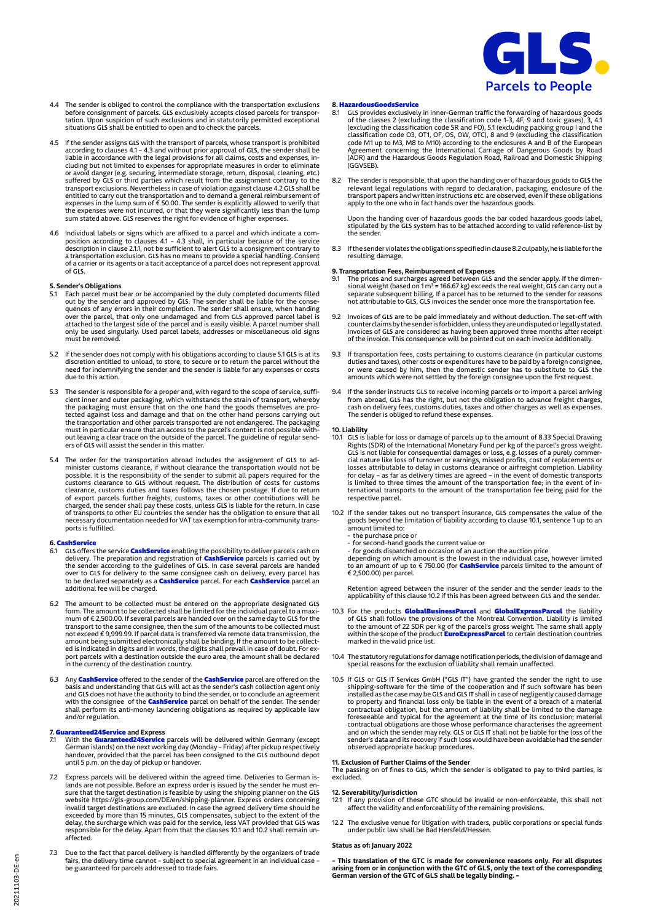4.4 The sender is obliged to control the compliance with the transportation exclusions before consignment of parcels. GLS exclusively accepts closed parcels for transportation. Upon suspicion of such exclusions and in statutorily permitted exceptional situations GLS shall be entitled to open and to check the parcels.

4.5 If the sender assigns GLS with the transport of parcels, whose transport is prohibited according to clauses 4.1 – 4.3 and without prior approval of GLS, the sender shall be liable in accordance with the legal provisions for all claims, costs and expenses, including but not limited to expenses for appropriate measures in order to eliminate or avoid danger (e.g. securing, intermediate storage, return, disposal, cleaning, etc.) suffered by GLS or third parties which result from the assignment contrary to the transport exclusions. Nevertheless in case of violation against clause 4.2 GLS shall be entitled to carry out the transportation and to demand a general reimbursement of expenses in the lump sum of € 50.00. The sender is explicitly allowed to verify that the expenses were not incurred, or that they were significantly less than the lump sum stated above. GLS reserves the right for evidence of higher expenses.

4.6 Individual labels or signs which are affixed to a parcel and which indicate a composition according to clauses 4.1 – 4.3 shall, in particular because of the service description in clause 2.1.1, not be sufficient to alert GLS to a consignment contrary to a transportation exclusion. GLS has no means to provide a special handling. Consent of a carrier or its agents or a tacit acceptance of a parcel does not represent approval of GLS.

## 5. Sender's Obligations

5.1 Each parcel must bear or be accompanied by the duly completed documents filled out by the sender and approved by GLS. The sender shall be liable for the consequences of any errors in their completion. The sender shall ensure, when handing over the parcel, that only one undamaged and from GLS approved parcel label is attached to the largest side of the parcel and is easily visible. A parcel number shall only be used singularly. Used parcel labels, addresses or miscellaneous old signs must be removed.

5.2 If the sender does not comply with his obligations according to clause 5.1 GLS is at its discretion entitled to unload, to store, to secure or to return the parcel without the need for indemnifying the sender and the sender is liable for any expenses or costs due to this action.

5.3 The sender is responsible for a proper and, with regard to the scope of service, sufficient inner and outer packaging, which withstands the strain of transport, whereby the packaging must ensure that on the one hand the goods themselves are protected against loss and damage and that on the other hand persons carrying out the transportation and other parcels transported are not endangered. The packaging must in particular ensure that an access to the parcel's content is not possible without leaving a clear trace on the outside of the parcel. The guideline of regular senders of GLS will assist the sender in this matter.

5.4 The order for the transportation abroad includes the assignment of GLS to administer customs clearance, if without clearance the transportation would not be possible. It is the responsibility of the sender to submit all papers required for the customs clearance to GLS without request. The distribution of costs for customs clearance, customs duties and taxes follows the chosen postage. If due to return of export parcels further freights, customs, taxes or other contributions will be charged, the sender shall pay these costs, unless GLS is liable for the return. In case of transports to other EU countries the sender has the obligation to ensure that all necessary documentation needed for VAT tax exemption for intra-community transports is fulfilled.

## 6. CashService

6.1 GLS offers the service **CashService** enabling the possibility to deliver parcels cash on delivery. The preparation and registration of **CashService** parcels is carried out by the sender according to the guidelines of GLS. In case several parcels are handed over to GLS for delivery to the same consignee cash on delivery, every parcel has to be declared separately as a **CashService** parcel. For each **CashService** parcel an additional fee will be charged.

6.2 The amount to be collected must be entered on the appropriate designated GLS form. The amount to be collected shall be limited for the individual parcel to a maximum of € 2,500.00. If several parcels are handed over on the same day to GLS for the transport to the same consignee, then the sum of the amounts to be collected must not exceed € 9,999.99. If parcel data is transferred via remote data transmission, the amount being submitted electronically shall be binding. If the amount to be collected is indicated in digits and in words, the digits shall prevail in case of doubt. For export parcels with a destination outside the euro area, the amount shall be declared in the currency of the destination country.

6.3 Any **CashService** offered to the sender of the **CashService** parcel are offered on the basis and understanding that GLS will act as the sender's cash collection agent only and GLS does not have the authority to bind the sender, or to conclude an agreement with the consignee of the **CashService** parcel on behalf of the sender. The sender shall perform its anti-money laundering obligations as required by applicable law and/or regulation.

## 7. Guaranteed24Service and Express

7.1 With the **Guaranteed24Service** parcels will be delivered within Germany (except German islands) on the next working day (Monday – Friday) after pickup respectively handover, provided that the parcel has been consigned to the GLS outbound depot until 5 p.m. on the day of pickup or handover.

7.2 Express parcels will be delivered within the agreed time. Deliveries to German islands are not possible. Before an express order is issued by the sender he must ensure that the target destination is feasible by using the shipping planner on the GLS website https://gls-group.com/DE/en/shipping-planner. Express orders concerning invalid target destinations are excluded. In case the agreed delivery time should be exceeded by more than 15 minutes, GLS compensates, subject to the extent of the delay, the surcharge which was paid for the service, less VAT provided that GLS was responsible for the delay. Apart from that the clauses 10.1 and 10.2 shall remain unaffected.

7.3 Due to the fact that parcel delivery is handled differently by the organizers of trade fairs, the delivery time cannot – subject to special agreement in an individual case – be guaranteed for parcels addressed to trade fairs.

## 8. HazardousGoodsService

8.1 GLS provides exclusively in inner-German traffic the forwarding of hazardous goods of the classes 2 (excluding the classification code 1-3, 4F, 9 and toxic gases), 3, 4.1 (excluding the classification code SR and FO), 5.1 (excluding packing group I and the classification code O3, OT1, OF, OS, OW, OTC), 8 and 9 (excluding the classification code M1 up to M3, M8 to M10) according to the enclosures A and B of the European Agreement concerning the International Carriage of Dangerous Goods by Road (ADR) and the Hazardous Goods Regulation Road, Railroad and Domestic Shipping (GGVSEB).

8.2 The sender is responsible, that upon the handing over of hazardous goods to GLS the relevant legal regulations with regard to declaration, packaging, enclosure of the transport papers and written instructions etc. are observed, even if these obligations apply to the one who in fact hands over the hazardous goods.

Upon the handing over of hazardous goods the bar coded hazardous goods label, stipulated by the GLS system has to be attached according to valid reference-list by the sender.

8.3 If the sender violates the obligations specified in clause 8.2 culpably, he is liable for the resulting damage.

## 9. Transportation Fees, Reimbursement of Expenses

9.1 The prices and surcharges agreed between GLS and the sender apply. If the dimensional weight (based on 1 m³ = 166.67 kg) exceeds the real weight, GLS can carry out a separate subsequent billing. If a parcel has to be returned to the sender for reasons not attributable to GLS, GLS invoices the sender once more the transportation fee.

9.2 Invoices of GLS are to be paid immediately and without deduction. The set-off with counter claims by the sender is forbidden, unless they are undisputed or legally stated. Invoices of GLS are considered as having been approved three months after receipt of the invoice. This consequence will be pointed out on each invoice additionally.

9.3 If transportation fees, costs pertaining to customs clearance (in particular customs duties and taxes), other costs or expenditures have to be paid by a foreign consignee, or were caused by him, then the domestic sender has to substitute to GLS the amounts which were not settled by the foreign consignee upon the first request.

9.4 If the sender instructs GLS to receive incoming parcels or to import a parcel arriving from abroad, GLS has the right, but not the obligation to advance freight charges, cash on delivery fees, customs duties, taxes and other charges as well as expenses. The sender is obliged to refund these expenses.

## 10. Liability

10.1 GLS is liable for loss or damage of parcels up to the amount of 8.33 Special Drawing Rights (SDR) of the International Monetary Fund per kg of the parcel's gross weight. GLS is not liable for consequential damages or loss, e.g. losses of a purely commercial nature like loss of turnover or earnings, missed profits, cost of replacements or losses attributable to delay in customs clearance or airfreight completion. Liability for delay – as far as delivery times are agreed – in the event of domestic transports is limited to three times the amount of the transportation fee; in the event of international transports to the amount of the transportation fee being paid for the respective parcel.

10.2 If the sender takes out no transport insurance, GLS compensates the value of the goods beyond the limitation of liability according to clause 10.1, sentence 1 up to an amount limited to:

- the purchase price or
- for second-hand goods the current value or
- for goods dispatched on occasion of an auction the auction price

depending on which amount is the lowest in the individual case, however limited to an amount of up to € 750.00 (for **CashService** parcels limited to the amount of € 2,500.00) per parcel.

Retention agreed between the insurer of the sender and the sender leads to the applicability of this clause 10.2 if this has been agreed between GLS and the sender.

10.3 For the products **GlobalBusinessParcel** and **GlobalExpressParcel** the liability of GLS shall follow the provisions of the Montreal Convention. Liability is limited to the amount of 22 SDR per kg of the parcel's gross weight. The same shall apply within the scope of the product **EuroExpressParcel** to certain destination countries marked in the valid price list.

10.4 The statutory regulations for damage notification periods, the division of damage and special reasons for the exclusion of liability shall remain unaffected.

10.5 If GLS or GLS IT Services GmbH ("GLS IT") have granted the sender the right to use shipping-software for the time of the cooperation and if such software has been installed as the case may be GLS and GLS IT shall in case of negligently caused damage to property and financial loss only be liable in the event of a breach of a material contractual obligation, but the amount of liability shall be limited to the damage foreseeable and typical for the agreement at the time of its conclusion; material contractual obligations are those whose performance characterises the agreement and on which the sender may rely. GLS or GLS IT shall not be liable for the loss of the sender's data and its recovery if such loss would have been avoidable had the sender observed appropriate backup procedures.

## 11. Exclusion of Further Claims of the Sender

The passing on of fines to GLS, which the sender is obligated to pay to third parties, is excluded.

## 12. Severability/Jurisdiction

12.1 If any provision of these GTC should be invalid or non-enforceable, this shall not affect the validity and enforceability of the remaining provisions.

12.2 The exclusive venue for litigation with traders, public corporations or special funds under public law shall be Bad Hersfeld/Hessen.

**Status as of: January 2022**

**– This translation of the GTC is made for convenience reasons only. For all disputes arising from or in conjunction with the GTC of GLS, only the text of the corresponding German version of the GTC of GLS shall be legally binding. –**